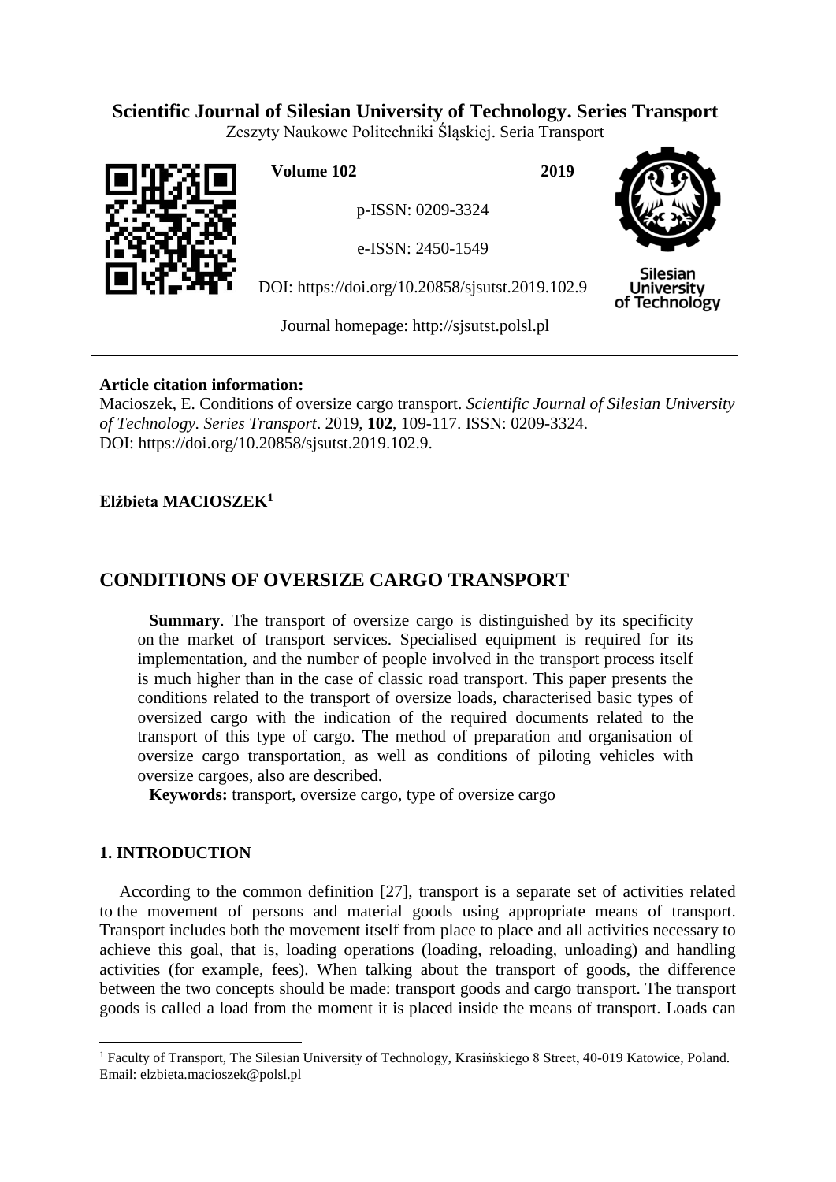**Scientific Journal of Silesian University of Technology. Series Transport**

Zeszyty Naukowe Politechniki Śląskiej. Seria Transport

**Volume 102** **2019**

p-ISSN: 0209-3324

e-ISSN: 2450-1549

DOI: https://doi.org/10.20858/sjsutst.2019.102.9

Journal homepage: http://sjsutst.polsl.pl

---

**Article citation information:**

Macioszek, E. Conditions of oversize cargo transport. *Scientific Journal of Silesian University of Technology. Series Transport*. 2019, **102**, 109-117. ISSN: 0209-3324. DOI: https://doi.org/10.20858/sjsutst.2019.102.9.

**Elżbieta MACIOSZEK**[1]

# CONDITIONS OF OVERSIZE CARGO TRANSPORT

**Summary**. The transport of oversize cargo is distinguished by its specificity on the market of transport services. Specialised equipment is required for its implementation, and the number of people involved in the transport process itself is much higher than in the case of classic road transport. This paper presents the conditions related to the transport of oversize loads, characterised basic types of oversized cargo with the indication of the required documents related to the transport of this type of cargo. The method of preparation and organisation of oversize cargo transportation, as well as conditions of piloting vehicles with oversize cargoes, also are described.

**Keywords:** transport, oversize cargo, type of oversize cargo

## 1. INTRODUCTION

According to the common definition [27], transport is a separate set of activities related to the movement of persons and material goods using appropriate means of transport. Transport includes both the movement itself from place to place and all activities necessary to achieve this goal, that is, loading operations (loading, reloading, unloading) and handling activities (for example, fees). When talking about the transport of goods, the difference between the two concepts should be made: transport goods and cargo transport. The transport goods is called a load from the moment it is placed inside the means of transport. Loads can

---

[1] Faculty of Transport, The Silesian University of Technology, Krasińskiego 8 Street, 40-019 Katowice, Poland. Email: elzbieta.macioszek@polsl.pl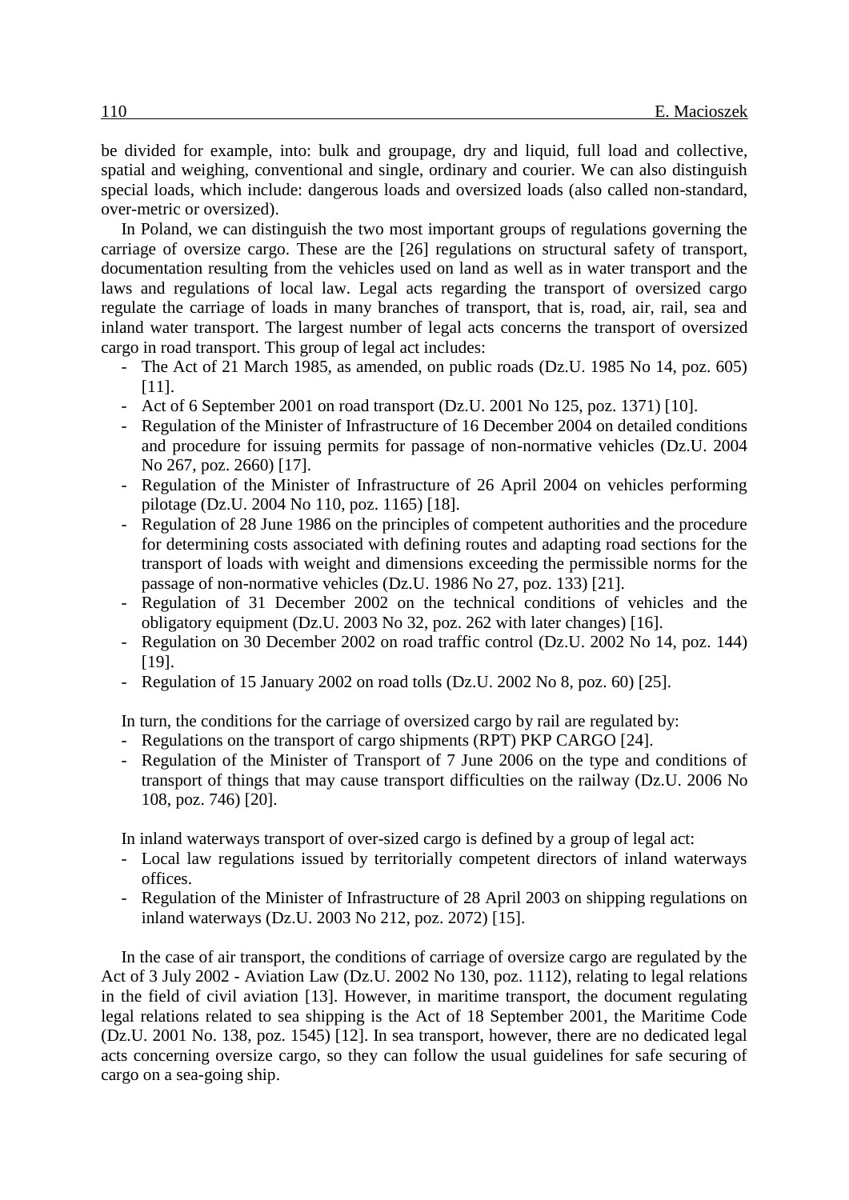be divided for example, into: bulk and groupage, dry and liquid, full load and collective, spatial and weighing, conventional and single, ordinary and courier. We can also distinguish special loads, which include: dangerous loads and oversized loads (also called non-standard, over-metric or oversized).

In Poland, we can distinguish the two most important groups of regulations governing the carriage of oversize cargo. These are the [26] regulations on structural safety of transport, documentation resulting from the vehicles used on land as well as in water transport and the laws and regulations of local law. Legal acts regarding the transport of oversized cargo regulate the carriage of loads in many branches of transport, that is, road, air, rail, sea and inland water transport. The largest number of legal acts concerns the transport of oversized cargo in road transport. This group of legal act includes:

- The Act of 21 March 1985, as amended, on public roads (Dz.U. 1985 No 14, poz. 605) [11].
- Act of 6 September 2001 on road transport (Dz.U. 2001 No 125, poz. 1371) [10].
- Regulation of the Minister of Infrastructure of 16 December 2004 on detailed conditions and procedure for issuing permits for passage of non-normative vehicles (Dz.U. 2004 No 267, poz. 2660) [17].
- Regulation of the Minister of Infrastructure of 26 April 2004 on vehicles performing pilotage (Dz.U. 2004 No 110, poz. 1165) [18].
- Regulation of 28 June 1986 on the principles of competent authorities and the procedure for determining costs associated with defining routes and adapting road sections for the transport of loads with weight and dimensions exceeding the permissible norms for the passage of non-normative vehicles (Dz.U. 1986 No 27, poz. 133) [21].
- Regulation of 31 December 2002 on the technical conditions of vehicles and the obligatory equipment (Dz.U. 2003 No 32, poz. 262 with later changes) [16].
- Regulation on 30 December 2002 on road traffic control (Dz.U. 2002 No 14, poz. 144) [19].
- Regulation of 15 January 2002 on road tolls (Dz.U. 2002 No 8, poz. 60) [25].

In turn, the conditions for the carriage of oversized cargo by rail are regulated by:

- Regulations on the transport of cargo shipments (RPT) PKP CARGO [24].
- Regulation of the Minister of Transport of 7 June 2006 on the type and conditions of transport of things that may cause transport difficulties on the railway (Dz.U. 2006 No 108, poz. 746) [20].

In inland waterways transport of over-sized cargo is defined by a group of legal act:

- Local law regulations issued by territorially competent directors of inland waterways offices.
- Regulation of the Minister of Infrastructure of 28 April 2003 on shipping regulations on inland waterways (Dz.U. 2003 No 212, poz. 2072) [15].

In the case of air transport, the conditions of carriage of oversize cargo are regulated by the Act of 3 July 2002 - Aviation Law (Dz.U. 2002 No 130, poz. 1112), relating to legal relations in the field of civil aviation [13]. However, in maritime transport, the document regulating legal relations related to sea shipping is the Act of 18 September 2001, the Maritime Code (Dz.U. 2001 No. 138, poz. 1545) [12]. In sea transport, however, there are no dedicated legal acts concerning oversize cargo, so they can follow the usual guidelines for safe securing of cargo on a sea-going ship.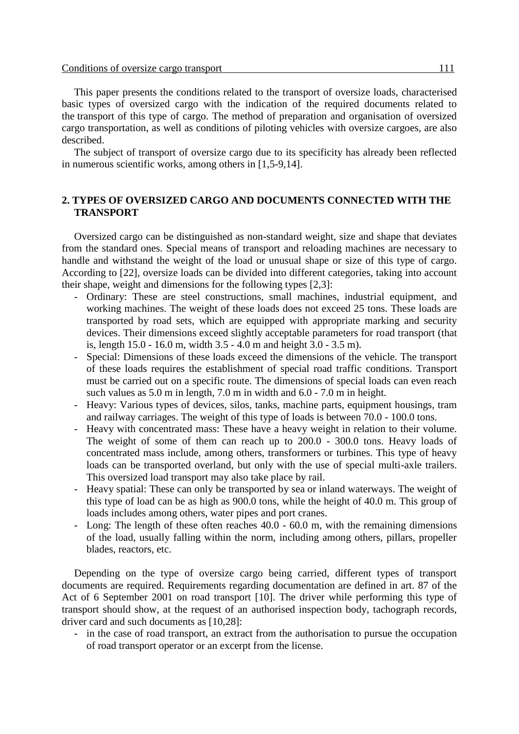This paper presents the conditions related to the transport of oversize loads, characterised basic types of oversized cargo with the indication of the required documents related to the transport of this type of cargo. The method of preparation and organisation of oversized cargo transportation, as well as conditions of piloting vehicles with oversize cargoes, are also described.

The subject of transport of oversize cargo due to its specificity has already been reflected in numerous scientific works, among others in [1,5-9,14].

## 2. TYPES OF OVERSIZED CARGO AND DOCUMENTS CONNECTED WITH THE TRANSPORT

Oversized cargo can be distinguished as non-standard weight, size and shape that deviates from the standard ones. Special means of transport and reloading machines are necessary to handle and withstand the weight of the load or unusual shape or size of this type of cargo. According to [22], oversize loads can be divided into different categories, taking into account their shape, weight and dimensions for the following types [2,3]:

- Ordinary: These are steel constructions, small machines, industrial equipment, and working machines. The weight of these loads does not exceed 25 tons. These loads are transported by road sets, which are equipped with appropriate marking and security devices. Their dimensions exceed slightly acceptable parameters for road transport (that is, length 15.0 - 16.0 m, width 3.5 - 4.0 m and height 3.0 - 3.5 m).
- Special: Dimensions of these loads exceed the dimensions of the vehicle. The transport of these loads requires the establishment of special road traffic conditions. Transport must be carried out on a specific route. The dimensions of special loads can even reach such values as 5.0 m in length, 7.0 m in width and 6.0 - 7.0 m in height.
- Heavy: Various types of devices, silos, tanks, machine parts, equipment housings, tram and railway carriages. The weight of this type of loads is between 70.0 - 100.0 tons.
- Heavy with concentrated mass: These have a heavy weight in relation to their volume. The weight of some of them can reach up to 200.0 - 300.0 tons. Heavy loads of concentrated mass include, among others, transformers or turbines. This type of heavy loads can be transported overland, but only with the use of special multi-axle trailers. This oversized load transport may also take place by rail.
- Heavy spatial: These can only be transported by sea or inland waterways. The weight of this type of load can be as high as 900.0 tons, while the height of 40.0 m. This group of loads includes among others, water pipes and port cranes.
- Long: The length of these often reaches 40.0 - 60.0 m, with the remaining dimensions of the load, usually falling within the norm, including among others, pillars, propeller blades, reactors, etc.

Depending on the type of oversize cargo being carried, different types of transport documents are required. Requirements regarding documentation are defined in art. 87 of the Act of 6 September 2001 on road transport [10]. The driver while performing this type of transport should show, at the request of an authorised inspection body, tachograph records, driver card and such documents as [10,28]:

- in the case of road transport, an extract from the authorisation to pursue the occupation of road transport operator or an excerpt from the license.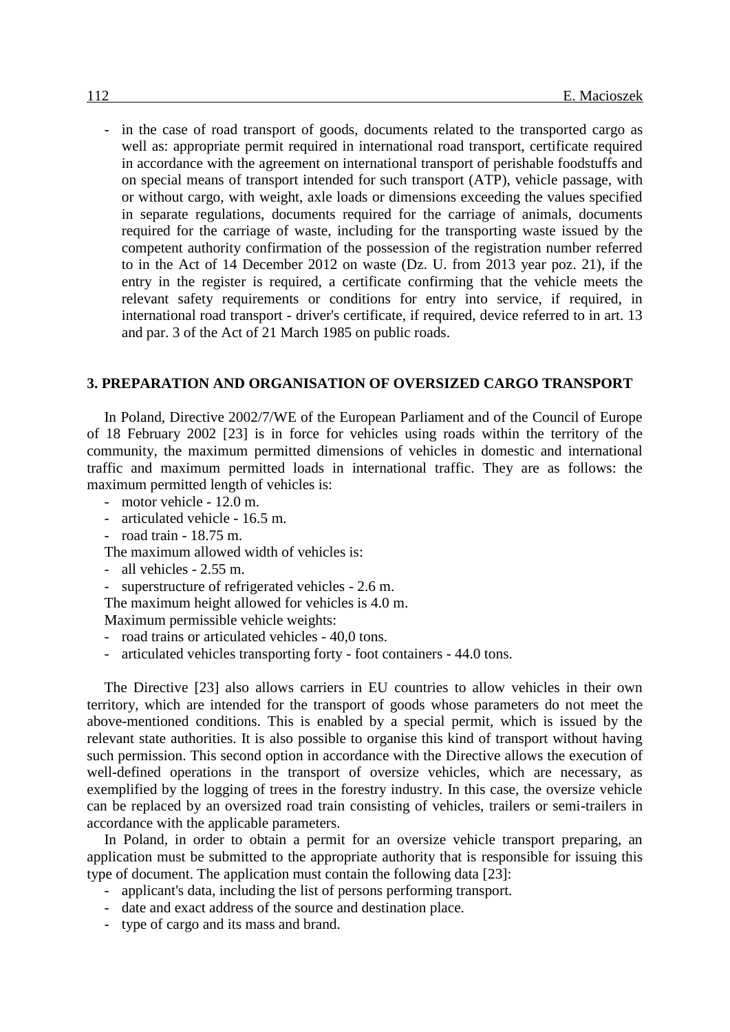- in the case of road transport of goods, documents related to the transported cargo as well as: appropriate permit required in international road transport, certificate required in accordance with the agreement on international transport of perishable foodstuffs and on special means of transport intended for such transport (ATP), vehicle passage, with or without cargo, with weight, axle loads or dimensions exceeding the values specified in separate regulations, documents required for the carriage of animals, documents required for the carriage of waste, including for the transporting waste issued by the competent authority confirmation of the possession of the registration number referred to in the Act of 14 December 2012 on waste (Dz. U. from 2013 year poz. 21), if the entry in the register is required, a certificate confirming that the vehicle meets the relevant safety requirements or conditions for entry into service, if required, in international road transport - driver's certificate, if required, device referred to in art. 13 and par. 3 of the Act of 21 March 1985 on public roads.

## 3. PREPARATION AND ORGANISATION OF OVERSIZED CARGO TRANSPORT

In Poland, Directive 2002/7/WE of the European Parliament and of the Council of Europe of 18 February 2002 [23] is in force for vehicles using roads within the territory of the community, the maximum permitted dimensions of vehicles in domestic and international traffic and maximum permitted loads in international traffic. They are as follows: the maximum permitted length of vehicles is:

- motor vehicle - 12.0 m.
- articulated vehicle - 16.5 m.
- road train - 18.75 m.

The maximum allowed width of vehicles is:

- all vehicles - 2.55 m.
- superstructure of refrigerated vehicles - 2.6 m.

The maximum height allowed for vehicles is 4.0 m.

Maximum permissible vehicle weights:

- road trains or articulated vehicles - 40,0 tons.
- articulated vehicles transporting forty - foot containers - 44.0 tons.

The Directive [23] also allows carriers in EU countries to allow vehicles in their own territory, which are intended for the transport of goods whose parameters do not meet the above-mentioned conditions. This is enabled by a special permit, which is issued by the relevant state authorities. It is also possible to organise this kind of transport without having such permission. This second option in accordance with the Directive allows the execution of well-defined operations in the transport of oversize vehicles, which are necessary, as exemplified by the logging of trees in the forestry industry. In this case, the oversize vehicle can be replaced by an oversized road train consisting of vehicles, trailers or semi-trailers in accordance with the applicable parameters.

In Poland, in order to obtain a permit for an oversize vehicle transport preparing, an application must be submitted to the appropriate authority that is responsible for issuing this type of document. The application must contain the following data [23]:

- applicant's data, including the list of persons performing transport.
- date and exact address of the source and destination place.
- type of cargo and its mass and brand.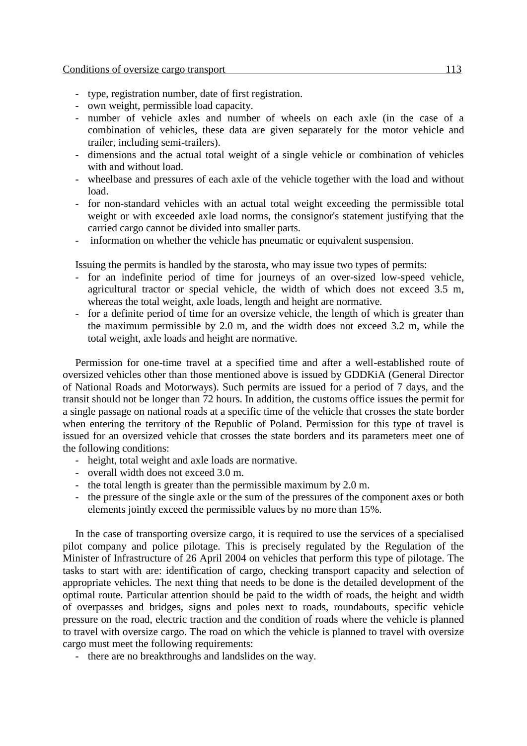- type, registration number, date of first registration.
- own weight, permissible load capacity.
- number of vehicle axles and number of wheels on each axle (in the case of a combination of vehicles, these data are given separately for the motor vehicle and trailer, including semi-trailers).
- dimensions and the actual total weight of a single vehicle or combination of vehicles with and without load.
- wheelbase and pressures of each axle of the vehicle together with the load and without load.
- for non-standard vehicles with an actual total weight exceeding the permissible total weight or with exceeded axle load norms, the consignor's statement justifying that the carried cargo cannot be divided into smaller parts.
- information on whether the vehicle has pneumatic or equivalent suspension.

Issuing the permits is handled by the starosta, who may issue two types of permits:

- for an indefinite period of time for journeys of an over-sized low-speed vehicle, agricultural tractor or special vehicle, the width of which does not exceed 3.5 m, whereas the total weight, axle loads, length and height are normative.
- for a definite period of time for an oversize vehicle, the length of which is greater than the maximum permissible by 2.0 m, and the width does not exceed 3.2 m, while the total weight, axle loads and height are normative.

Permission for one-time travel at a specified time and after a well-established route of oversized vehicles other than those mentioned above is issued by GDDKiA (General Director of National Roads and Motorways). Such permits are issued for a period of 7 days, and the transit should not be longer than 72 hours. In addition, the customs office issues the permit for a single passage on national roads at a specific time of the vehicle that crosses the state border when entering the territory of the Republic of Poland. Permission for this type of travel is issued for an oversized vehicle that crosses the state borders and its parameters meet one of the following conditions:

- height, total weight and axle loads are normative.
- overall width does not exceed 3.0 m.
- the total length is greater than the permissible maximum by 2.0 m.
- the pressure of the single axle or the sum of the pressures of the component axes or both elements jointly exceed the permissible values by no more than 15%.

In the case of transporting oversize cargo, it is required to use the services of a specialised pilot company and police pilotage. This is precisely regulated by the Regulation of the Minister of Infrastructure of 26 April 2004 on vehicles that perform this type of pilotage. The tasks to start with are: identification of cargo, checking transport capacity and selection of appropriate vehicles. The next thing that needs to be done is the detailed development of the optimal route. Particular attention should be paid to the width of roads, the height and width of overpasses and bridges, signs and poles next to roads, roundabouts, specific vehicle pressure on the road, electric traction and the condition of roads where the vehicle is planned to travel with oversize cargo. The road on which the vehicle is planned to travel with oversize cargo must meet the following requirements:

- there are no breakthroughs and landslides on the way.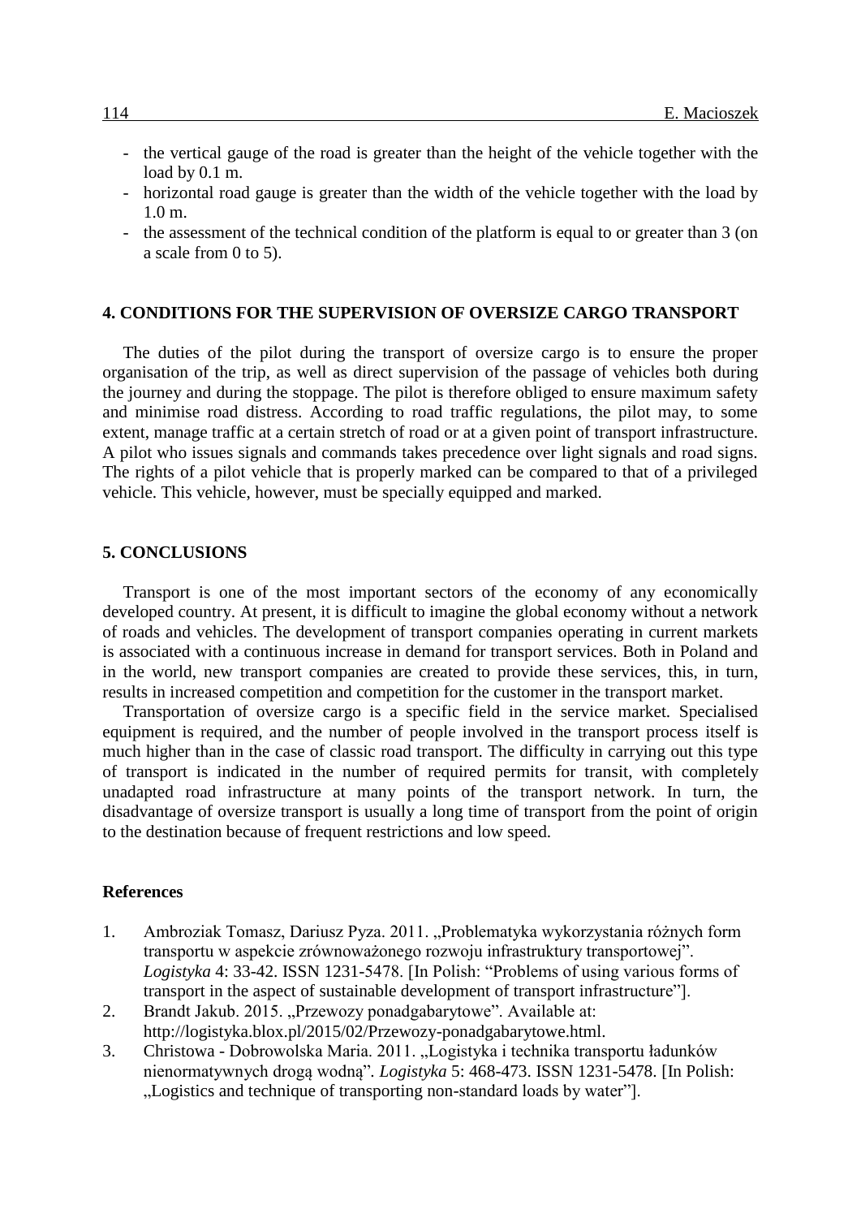- the vertical gauge of the road is greater than the height of the vehicle together with the load by 0.1 m.
- horizontal road gauge is greater than the width of the vehicle together with the load by 1.0 m.
- the assessment of the technical condition of the platform is equal to or greater than 3 (on a scale from 0 to 5).

## 4. CONDITIONS FOR THE SUPERVISION OF OVERSIZE CARGO TRANSPORT

The duties of the pilot during the transport of oversize cargo is to ensure the proper organisation of the trip, as well as direct supervision of the passage of vehicles both during the journey and during the stoppage. The pilot is therefore obliged to ensure maximum safety and minimise road distress. According to road traffic regulations, the pilot may, to some extent, manage traffic at a certain stretch of road or at a given point of transport infrastructure. A pilot who issues signals and commands takes precedence over light signals and road signs. The rights of a pilot vehicle that is properly marked can be compared to that of a privileged vehicle. This vehicle, however, must be specially equipped and marked.

## 5. CONCLUSIONS

Transport is one of the most important sectors of the economy of any economically developed country. At present, it is difficult to imagine the global economy without a network of roads and vehicles. The development of transport companies operating in current markets is associated with a continuous increase in demand for transport services. Both in Poland and in the world, new transport companies are created to provide these services, this, in turn, results in increased competition and competition for the customer in the transport market.

Transportation of oversize cargo is a specific field in the service market. Specialised equipment is required, and the number of people involved in the transport process itself is much higher than in the case of classic road transport. The difficulty in carrying out this type of transport is indicated in the number of required permits for transit, with completely unadapted road infrastructure at many points of the transport network. In turn, the disadvantage of oversize transport is usually a long time of transport from the point of origin to the destination because of frequent restrictions and low speed.

### References

1. Ambroziak Tomasz, Dariusz Pyza. 2011. „Problematyka wykorzystania różnych form transportu w aspekcie zrównoważonego rozwoju infrastruktury transportowej". *Logistyka* 4: 33-42. ISSN 1231-5478. [In Polish: "Problems of using various forms of transport in the aspect of sustainable development of transport infrastructure"].
2. Brandt Jakub. 2015. „Przewozy ponadgabarytowe". Available at: http://logistyka.blox.pl/2015/02/Przewozy-ponadgabarytowe.html.
3. Christowa - Dobrowolska Maria. 2011. „Logistyka i technika transportu ładunków nienormatywnych drogą wodną". *Logistyka* 5: 468-473. ISSN 1231-5478. [In Polish: „Logistics and technique of transporting non-standard loads by water"].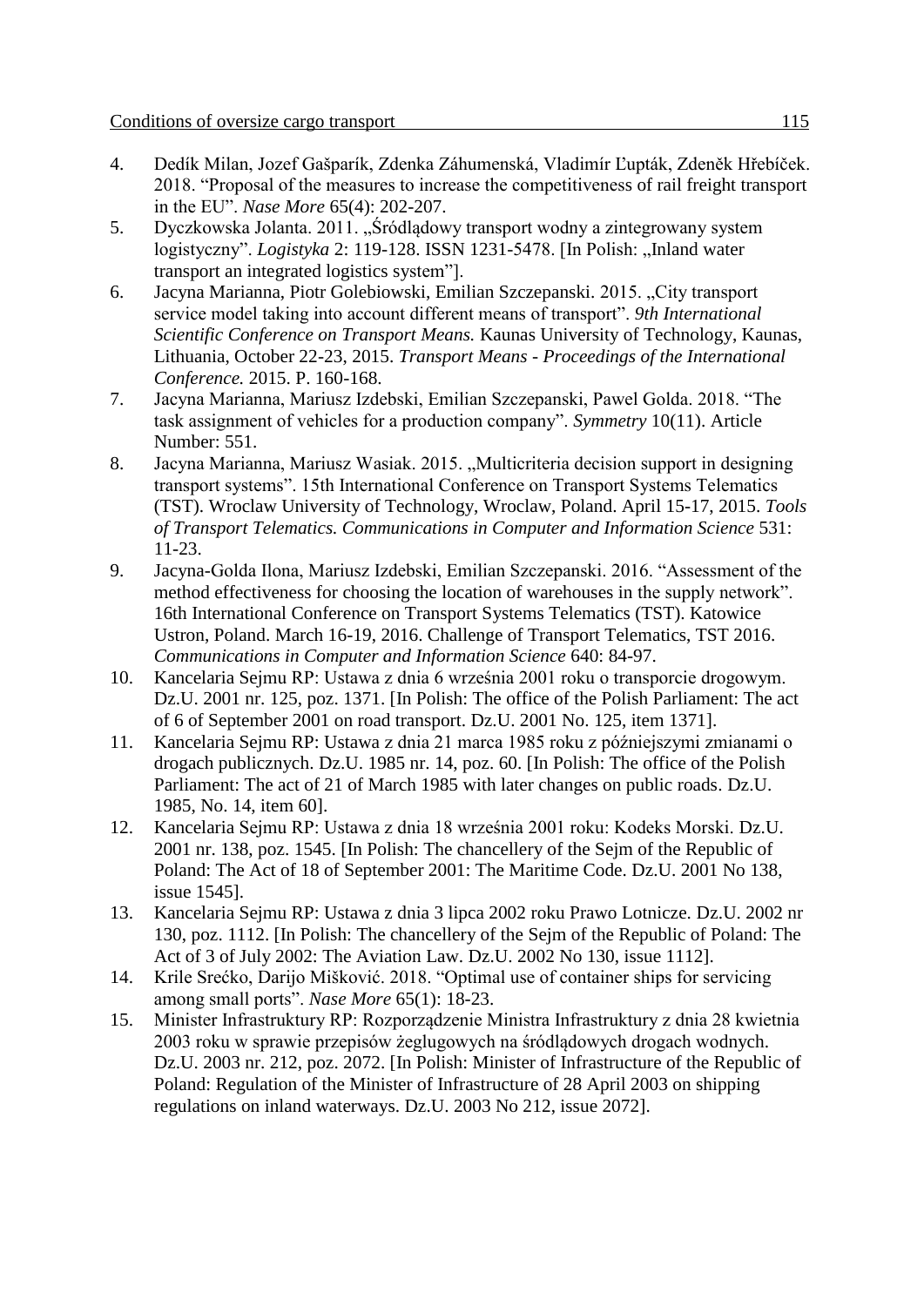4. Dedík Milan, Jozef Gašparík, Zdenka Záhumenská, Vladimír Ľupták, Zdeněk Hřebíček. 2018. "Proposal of the measures to increase the competitiveness of rail freight transport in the EU". *Nase More* 65(4): 202-207.
5. Dyczkowska Jolanta. 2011. „Śródlądowy transport wodny a zintegrowany system logistyczny". *Logistyka* 2: 119-128. ISSN 1231-5478. [In Polish: „Inland water transport an integrated logistics system"].
6. Jacyna Marianna, Piotr Golebiowski, Emilian Szczepanski. 2015. „City transport service model taking into account different means of transport". *9th International Scientific Conference on Transport Means.* Kaunas University of Technology, Kaunas, Lithuania, October 22-23, 2015. *Transport Means - Proceedings of the International Conference.* 2015. P. 160-168.
7. Jacyna Marianna, Mariusz Izdebski, Emilian Szczepanski, Pawel Golda. 2018. "The task assignment of vehicles for a production company". *Symmetry* 10(11). Article Number: 551.
8. Jacyna Marianna, Mariusz Wasiak. 2015. „Multicriteria decision support in designing transport systems". 15th International Conference on Transport Systems Telematics (TST). Wroclaw University of Technology, Wroclaw, Poland. April 15-17, 2015. *Tools of Transport Telematics. Communications in Computer and Information Science* 531: 11-23.
9. Jacyna-Golda Ilona, Mariusz Izdebski, Emilian Szczepanski. 2016. "Assessment of the method effectiveness for choosing the location of warehouses in the supply network". 16th International Conference on Transport Systems Telematics (TST). Katowice Ustron, Poland. March 16-19, 2016. Challenge of Transport Telematics, TST 2016. *Communications in Computer and Information Science* 640: 84-97.
10. Kancelaria Sejmu RP: Ustawa z dnia 6 września 2001 roku o transporcie drogowym. Dz.U. 2001 nr. 125, poz. 1371. [In Polish: The office of the Polish Parliament: The act of 6 of September 2001 on road transport. Dz.U. 2001 No. 125, item 1371].
11. Kancelaria Sejmu RP: Ustawa z dnia 21 marca 1985 roku z późniejszymi zmianami o drogach publicznych. Dz.U. 1985 nr. 14, poz. 60. [In Polish: The office of the Polish Parliament: The act of 21 of March 1985 with later changes on public roads. Dz.U. 1985, No. 14, item 60].
12. Kancelaria Sejmu RP: Ustawa z dnia 18 września 2001 roku: Kodeks Morski. Dz.U. 2001 nr. 138, poz. 1545. [In Polish: The chancellery of the Sejm of the Republic of Poland: The Act of 18 of September 2001: The Maritime Code. Dz.U. 2001 No 138, issue 1545].
13. Kancelaria Sejmu RP: Ustawa z dnia 3 lipca 2002 roku Prawo Lotnicze. Dz.U. 2002 nr 130, poz. 1112. [In Polish: The chancellery of the Sejm of the Republic of Poland: The Act of 3 of July 2002: The Aviation Law. Dz.U. 2002 No 130, issue 1112].
14. Krile Srećko, Darijo Mišković. 2018. "Optimal use of container ships for servicing among small ports". *Nase More* 65(1): 18-23.
15. Minister Infrastruktury RP: Rozporządzenie Ministra Infrastruktury z dnia 28 kwietnia 2003 roku w sprawie przepisów żeglugowych na śródlądowych drogach wodnych. Dz.U. 2003 nr. 212, poz. 2072. [In Polish: Minister of Infrastructure of the Republic of Poland: Regulation of the Minister of Infrastructure of 28 April 2003 on shipping regulations on inland waterways. Dz.U. 2003 No 212, issue 2072].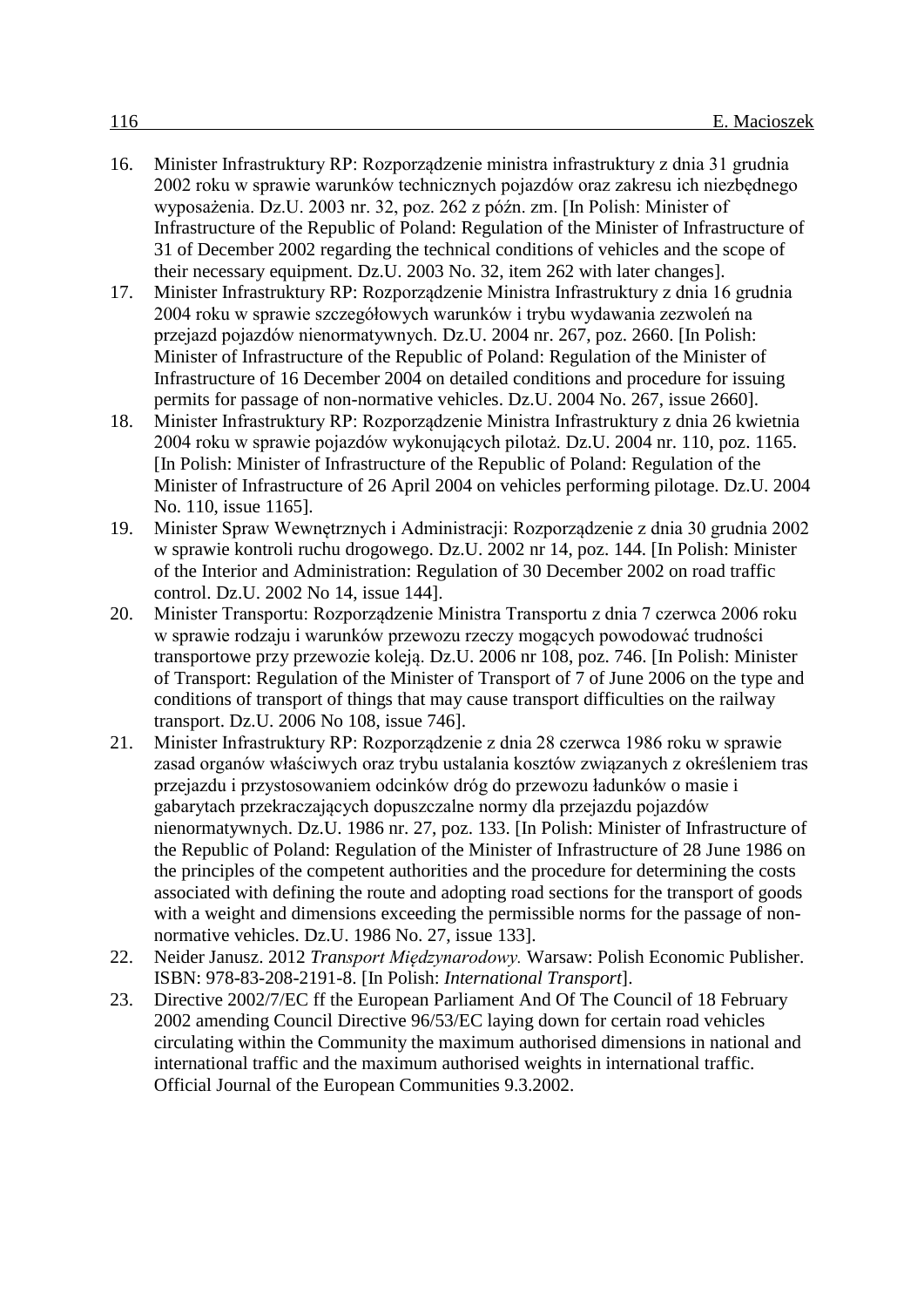16. Minister Infrastruktury RP: Rozporządzenie ministra infrastruktury z dnia 31 grudnia 2002 roku w sprawie warunków technicznych pojazdów oraz zakresu ich niezbędnego wyposażenia. Dz.U. 2003 nr. 32, poz. 262 z późn. zm. [In Polish: Minister of Infrastructure of the Republic of Poland: Regulation of the Minister of Infrastructure of 31 of December 2002 regarding the technical conditions of vehicles and the scope of their necessary equipment. Dz.U. 2003 No. 32, item 262 with later changes].
17. Minister Infrastruktury RP: Rozporządzenie Ministra Infrastruktury z dnia 16 grudnia 2004 roku w sprawie szczegółowych warunków i trybu wydawania zezwoleń na przejazd pojazdów nienormatywnych. Dz.U. 2004 nr. 267, poz. 2660. [In Polish: Minister of Infrastructure of the Republic of Poland: Regulation of the Minister of Infrastructure of 16 December 2004 on detailed conditions and procedure for issuing permits for passage of non-normative vehicles. Dz.U. 2004 No. 267, issue 2660].
18. Minister Infrastruktury RP: Rozporządzenie Ministra Infrastruktury z dnia 26 kwietnia 2004 roku w sprawie pojazdów wykonujących pilotaż. Dz.U. 2004 nr. 110, poz. 1165. [In Polish: Minister of Infrastructure of the Republic of Poland: Regulation of the Minister of Infrastructure of 26 April 2004 on vehicles performing pilotage. Dz.U. 2004 No. 110, issue 1165].
19. Minister Spraw Wewnętrznych i Administracji: Rozporządzenie z dnia 30 grudnia 2002 w sprawie kontroli ruchu drogowego. Dz.U. 2002 nr 14, poz. 144. [In Polish: Minister of the Interior and Administration: Regulation of 30 December 2002 on road traffic control. Dz.U. 2002 No 14, issue 144].
20. Minister Transportu: Rozporządzenie Ministra Transportu z dnia 7 czerwca 2006 roku w sprawie rodzaju i warunków przewozu rzeczy mogących powodować trudności transportowe przy przewozie koleją. Dz.U. 2006 nr 108, poz. 746. [In Polish: Minister of Transport: Regulation of the Minister of Transport of 7 of June 2006 on the type and conditions of transport of things that may cause transport difficulties on the railway transport. Dz.U. 2006 No 108, issue 746].
21. Minister Infrastruktury RP: Rozporządzenie z dnia 28 czerwca 1986 roku w sprawie zasad organów właściwych oraz trybu ustalania kosztów związanych z określeniem tras przejazdu i przystosowaniem odcinków dróg do przewozu ładunków o masie i gabarytach przekraczających dopuszczalne normy dla przejazdu pojazdów nienormatywnych. Dz.U. 1986 nr. 27, poz. 133. [In Polish: Minister of Infrastructure of the Republic of Poland: Regulation of the Minister of Infrastructure of 28 June 1986 on the principles of the competent authorities and the procedure for determining the costs associated with defining the route and adopting road sections for the transport of goods with a weight and dimensions exceeding the permissible norms for the passage of non-normative vehicles. Dz.U. 1986 No. 27, issue 133].
22. Neider Janusz. 2012 *Transport Międzynarodowy.* Warsaw: Polish Economic Publisher. ISBN: 978-83-208-2191-8. [In Polish: *International Transport*].
23. Directive 2002/7/EC ff the European Parliament And Of The Council of 18 February 2002 amending Council Directive 96/53/EC laying down for certain road vehicles circulating within the Community the maximum authorised dimensions in national and international traffic and the maximum authorised weights in international traffic. Official Journal of the European Communities 9.3.2002.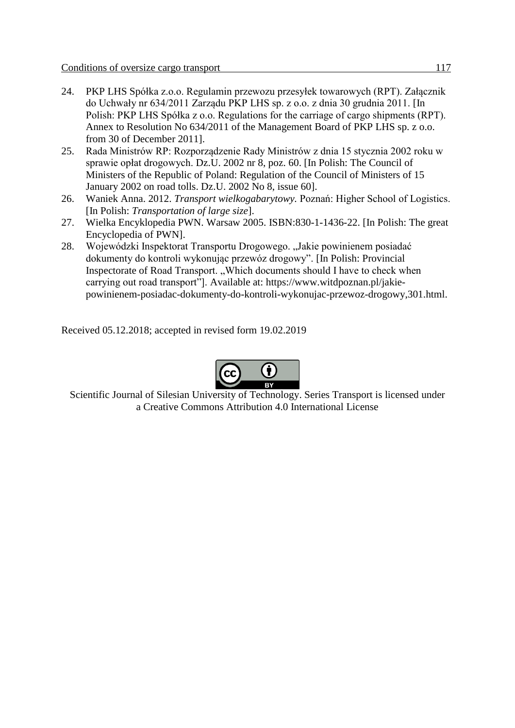24. PKP LHS Spółka z.o.o. Regulamin przewozu przesyłek towarowych (RPT). Załącznik do Uchwały nr 634/2011 Zarządu PKP LHS sp. z o.o. z dnia 30 grudnia 2011. [In Polish: PKP LHS Spółka z o.o. Regulations for the carriage of cargo shipments (RPT). Annex to Resolution No 634/2011 of the Management Board of PKP LHS sp. z o.o. from 30 of December 2011].
25. Rada Ministrów RP: Rozporządzenie Rady Ministrów z dnia 15 stycznia 2002 roku w sprawie opłat drogowych. Dz.U. 2002 nr 8, poz. 60. [In Polish: The Council of Ministers of the Republic of Poland: Regulation of the Council of Ministers of 15 January 2002 on road tolls. Dz.U. 2002 No 8, issue 60].
26. Waniek Anna. 2012. *Transport wielkogabarytowy*. Poznań: Higher School of Logistics. [In Polish: *Transportation of large size*].
27. Wielka Encyklopedia PWN. Warsaw 2005. ISBN:830-1-1436-22. [In Polish: The great Encyclopedia of PWN].
28. Wojewódzki Inspektorat Transportu Drogowego. „Jakie powinienem posiadać dokumenty do kontroli wykonując przewóz drogowy". [In Polish: Provincial Inspectorate of Road Transport. „Which documents should I have to check when carrying out road transport"]. Available at: https://www.witdpoznan.pl/jakie-powinienem-posiadac-dokumenty-do-kontroli-wykonujac-przewoz-drogowy,301.html.

Received 05.12.2018; accepted in revised form 19.02.2019

Scientific Journal of Silesian University of Technology. Series Transport is licensed under a Creative Commons Attribution 4.0 International License